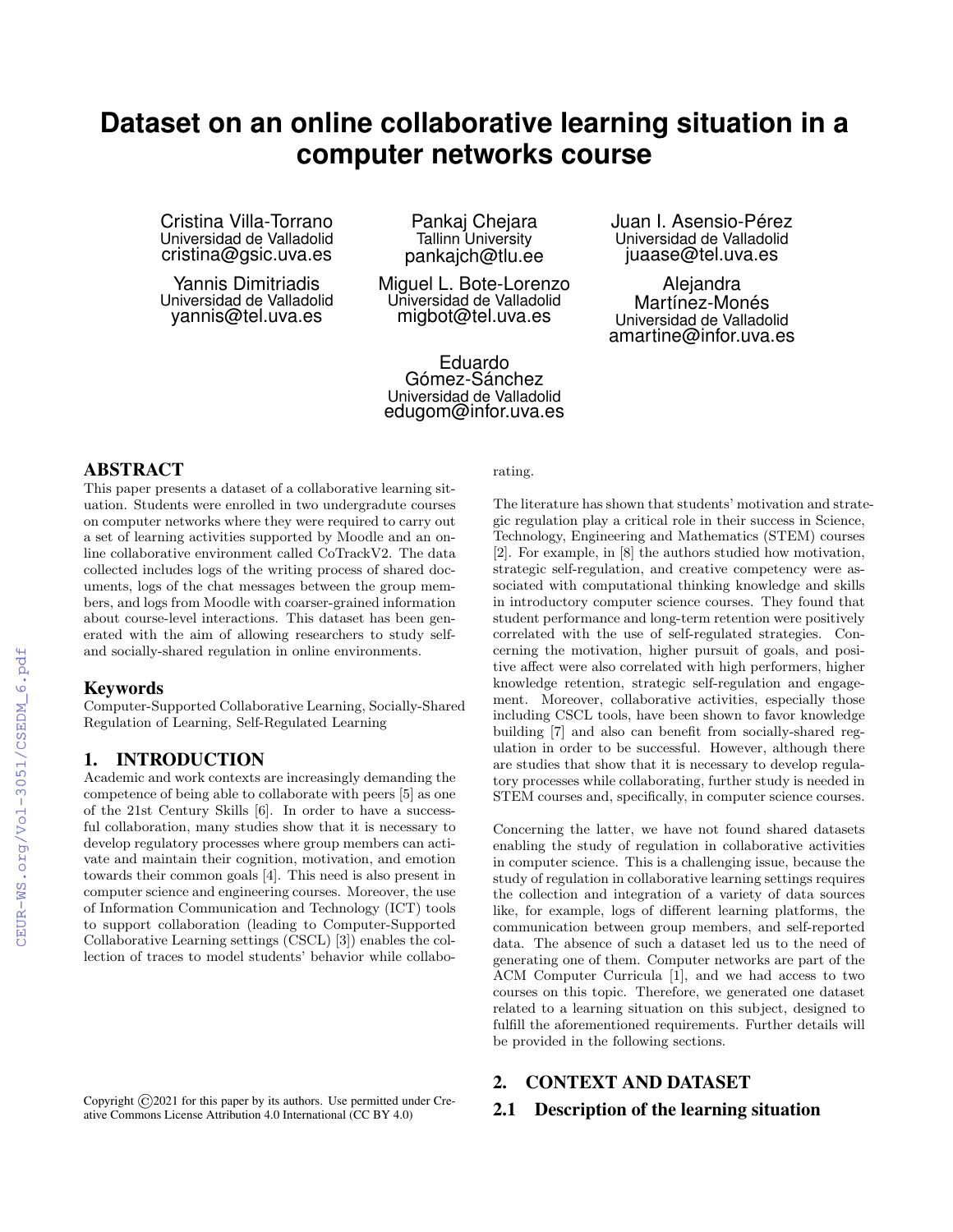# Dataset on an online collaborative learning situation in a computer networks course

Cristina Villa-Torrano
Universidad de Valladolid
cristina@gsic.uva.es

Pankaj Chejara
Tallinn University
pankajch@tlu.ee

Juan I. Asensio-Pérez
Universidad de Valladolid
juaase@tel.uva.es

Yannis Dimitriadis
Universidad de Valladolid
yannis@tel.uva.es

Miguel L. Bote-Lorenzo
Universidad de Valladolid
migbot@tel.uva.es

Alejandra Martínez-Monés
Universidad de Valladolid
amartine@infor.uva.es

Eduardo Gómez-Sánchez
Universidad de Valladolid
edugom@infor.uva.es

## ABSTRACT

This paper presents a dataset of a collaborative learning situation. Students were enrolled in two undergradute courses on computer networks where they were required to carry out a set of learning activities supported by Moodle and an online collaborative environment called CoTrackV2. The data collected includes logs of the writing process of shared documents, logs of the chat messages between the group members, and logs from Moodle with coarser-grained information about course-level interactions. This dataset has been generated with the aim of allowing researchers to study self- and socially-shared regulation in online environments.

### Keywords

Computer-Supported Collaborative Learning, Socially-Shared Regulation of Learning, Self-Regulated Learning

## 1. INTRODUCTION

Academic and work contexts are increasingly demanding the competence of being able to collaborate with peers [5] as one of the 21st Century Skills [6]. In order to have a successful collaboration, many studies show that it is necessary to develop regulatory processes where group members can activate and maintain their cognition, motivation, and emotion towards their common goals [4]. This need is also present in computer science and engineering courses. Moreover, the use of Information Communication and Technology (ICT) tools to support collaboration (leading to Computer-Supported Collaborative Learning settings (CSCL) [3]) enables the collection of traces to model students' behavior while collaborating.

The literature has shown that students' motivation and strategic regulation play a critical role in their success in Science, Technology, Engineering and Mathematics (STEM) courses [2]. For example, in [8] the authors studied how motivation, strategic self-regulation, and creative competency were associated with computational thinking knowledge and skills in introductory computer science courses. They found that student performance and long-term retention were positively correlated with the use of self-regulated strategies. Concerning the motivation, higher pursuit of goals, and positive affect were also correlated with high performers, higher knowledge retention, strategic self-regulation and engagement. Moreover, collaborative activities, especially those including CSCL tools, have been shown to favor knowledge building [7] and also can benefit from socially-shared regulation in order to be successful. However, although there are studies that show that it is necessary to develop regulatory processes while collaborating, further study is needed in STEM courses and, specifically, in computer science courses.

Concerning the latter, we have not found shared datasets enabling the study of regulation in collaborative activities in computer science. This is a challenging issue, because the study of regulation in collaborative learning settings requires the collection and integration of a variety of data sources like, for example, logs of different learning platforms, the communication between group members, and self-reported data. The absence of such a dataset led us to the need of generating one of them. Computer networks are part of the ACM Computer Curricula [1], and we had access to two courses on this topic. Therefore, we generated one dataset related to a learning situation on this subject, designed to fulfill the aforementioned requirements. Further details will be provided in the following sections.

Copyright ©2021 for this paper by its authors. Use permitted under Creative Commons License Attribution 4.0 International (CC BY 4.0)

## 2. CONTEXT AND DATASET

### 2.1 Description of the learning situation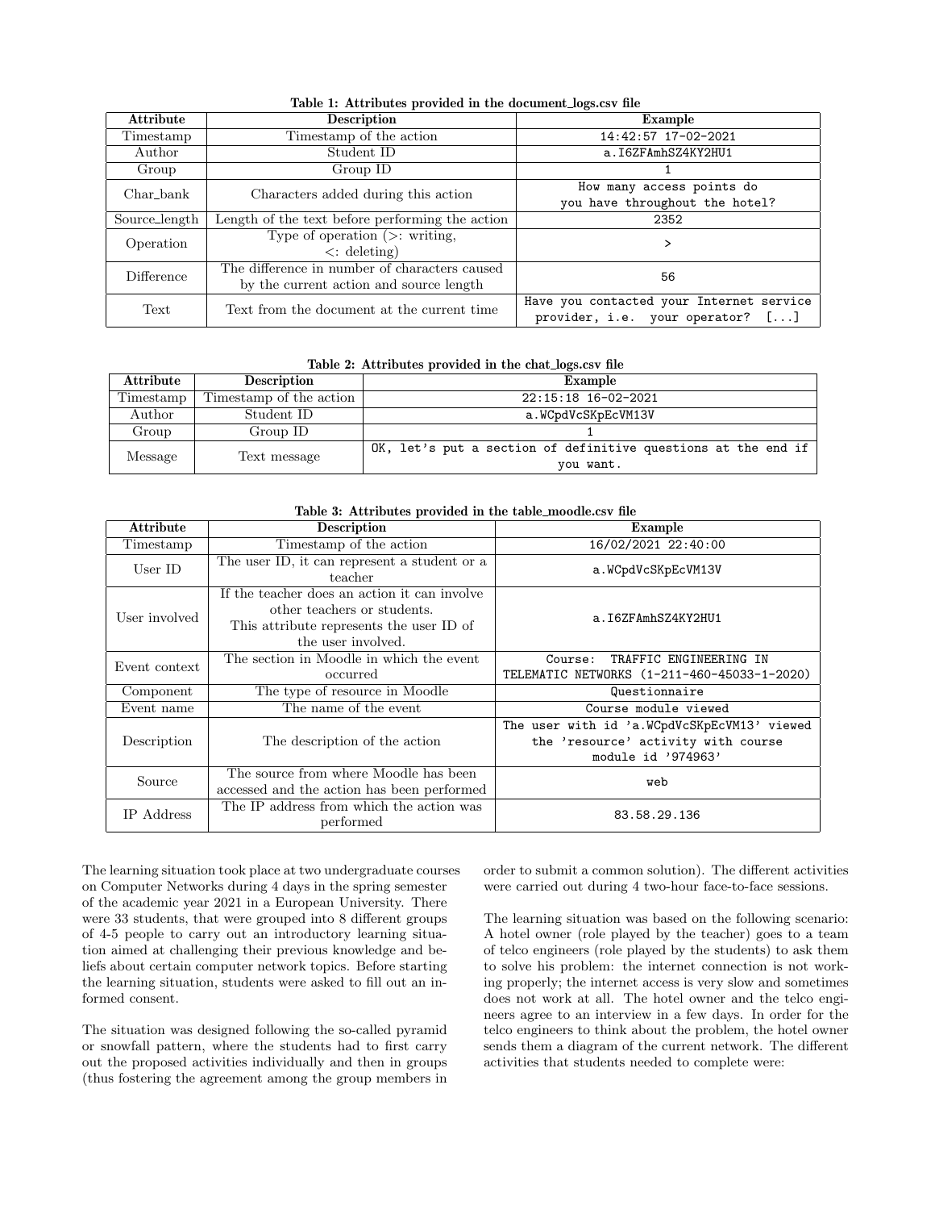Table 1: Attributes provided in the document_logs.csv file

| Attribute | Description | Example |
|---|---|---|
| Timestamp | Timestamp of the action | 14:42:57 17-02-2021 |
| Author | Student ID | a.I6ZFAmhSZ4KY2HU1 |
| Group | Group ID | 1 |
| Char_bank | Characters added during this action | How many access points do you have throughout the hotel? |
| Source_length | Length of the text before performing the action | 2352 |
| Operation | Type of operation (>: writing, <: deleting) | > |
| Difference | The difference in number of characters caused by the current action and source length | 56 |
| Text | Text from the document at the current time | Have you contacted your Internet service provider, i.e. your operator? [...] |

Table 2: Attributes provided in the chat_logs.csv file

| Attribute | Description | Example |
|---|---|---|
| Timestamp | Timestamp of the action | 22:15:18 16-02-2021 |
| Author | Student ID | a.WCpdVcSKpEcVM13V |
| Group | Group ID | 1 |
| Message | Text message | OK, let's put a section of definitive questions at the end if you want. |

Table 3: Attributes provided in the table_moodle.csv file

| Attribute | Description | Example |
|---|---|---|
| Timestamp | Timestamp of the action | 16/02/2021 22:40:00 |
| User ID | The user ID, it can represent a student or a teacher | a.WCpdVcSKpEcVM13V |
| User involved | If the teacher does an action it can involve other teachers or students. This attribute represents the user ID of the user involved. | a.I6ZFAmhSZ4KY2HU1 |
| Event context | The section in Moodle in which the event occurred | Course: TRAFFIC ENGINEERING IN TELEMATIC NETWORKS (1-211-460-45033-1-2020) |
| Component | The type of resource in Moodle | Questionnaire |
| Event name | The name of the event | Course module viewed |
| Description | The description of the action | The user with id 'a.WCpdVcSKpEcVM13' viewed the 'resource' activity with course module id '974963' |
| Source | The source from where Moodle has been accessed and the action has been performed | web |
| IP Address | The IP address from which the action was performed | 83.58.29.136 |

The learning situation took place at two undergraduate courses on Computer Networks during 4 days in the spring semester of the academic year 2021 in a European University. There were 33 students, that were grouped into 8 different groups of 4-5 people to carry out an introductory learning situation aimed at challenging their previous knowledge and beliefs about certain computer network topics. Before starting the learning situation, students were asked to fill out an informed consent.

The situation was designed following the so-called pyramid or snowfall pattern, where the students had to first carry out the proposed activities individually and then in groups (thus fostering the agreement among the group members in order to submit a common solution). The different activities were carried out during 4 two-hour face-to-face sessions.

The learning situation was based on the following scenario: A hotel owner (role played by the teacher) goes to a team of telco engineers (role played by the students) to ask them to solve his problem: the internet connection is not working properly; the internet access is very slow and sometimes does not work at all. The hotel owner and the telco engineers agree to an interview in a few days. In order for the telco engineers to think about the problem, the hotel owner sends them a diagram of the current network. The different activities that students needed to complete were: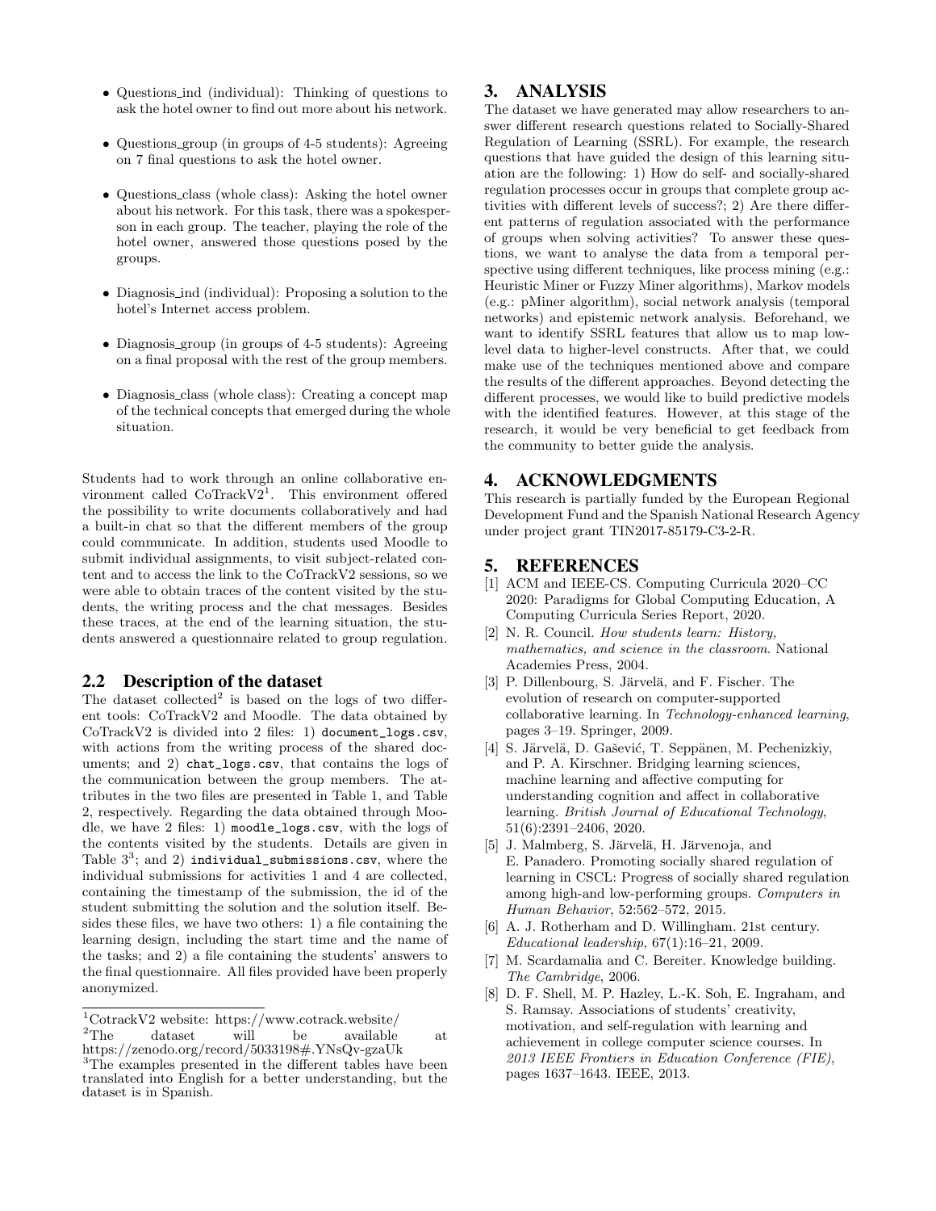- Questions_ind (individual): Thinking of questions to ask the hotel owner to find out more about his network.
- Questions_group (in groups of 4-5 students): Agreeing on 7 final questions to ask the hotel owner.
- Questions_class (whole class): Asking the hotel owner about his network. For this task, there was a spokesperson in each group. The teacher, playing the role of the hotel owner, answered those questions posed by the groups.
- Diagnosis_ind (individual): Proposing a solution to the hotel's Internet access problem.
- Diagnosis_group (in groups of 4-5 students): Agreeing on a final proposal with the rest of the group members.
- Diagnosis_class (whole class): Creating a concept map of the technical concepts that emerged during the whole situation.

Students had to work through an online collaborative environment called CoTrackV2[1]. This environment offered the possibility to write documents collaboratively and had a built-in chat so that the different members of the group could communicate. In addition, students used Moodle to submit individual assignments, to visit subject-related content and to access the link to the CoTrackV2 sessions, so we were able to obtain traces of the content visited by the students, the writing process and the chat messages. Besides these traces, at the end of the learning situation, the students answered a questionnaire related to group regulation.

## 2.2 Description of the dataset

The dataset collected[2] is based on the logs of two different tools: CoTrackV2 and Moodle. The data obtained by CoTrackV2 is divided into 2 files: 1) `document_logs.csv`, with actions from the writing process of the shared documents; and 2) `chat_logs.csv`, that contains the logs of the communication between the group members. The attributes in the two files are presented in Table 1, and Table 2, respectively. Regarding the data obtained through Moodle, we have 2 files: 1) `moodle_logs.csv`, with the logs of the contents visited by the students. Details are given in Table 3[3]; and 2) `individual_submissions.csv`, where the individual submissions for activities 1 and 4 are collected, containing the timestamp of the submission, the id of the student submitting the solution and the solution itself. Besides these files, we have two others: 1) a file containing the learning design, including the start time and the name of the tasks; and 2) a file containing the students' answers to the final questionnaire. All files provided have been properly anonymized.

[1] CotrackV2 website: https://www.cotrack.website/

[2] The dataset will be available at https://zenodo.org/record/5033198#.YNsQv-gzaUk

[3] The examples presented in the different tables have been translated into English for a better understanding, but the dataset is in Spanish.

# 3. ANALYSIS

The dataset we have generated may allow researchers to answer different research questions related to Socially-Shared Regulation of Learning (SSRL). For example, the research questions that have guided the design of this learning situation are the following: 1) How do self- and socially-shared regulation processes occur in groups that complete group activities with different levels of success?; 2) Are there different patterns of regulation associated with the performance of groups when solving activities? To answer these questions, we want to analyse the data from a temporal perspective using different techniques, like process mining (e.g.: Heuristic Miner or Fuzzy Miner algorithms), Markov models (e.g.: pMiner algorithm), social network analysis (temporal networks) and epistemic network analysis. Beforehand, we want to identify SSRL features that allow us to map low-level data to higher-level constructs. After that, we could make use of the techniques mentioned above and compare the results of the different approaches. Beyond detecting the different processes, we would like to build predictive models with the identified features. However, at this stage of the research, it would be very beneficial to get feedback from the community to better guide the analysis.

# 4. ACKNOWLEDGMENTS

This research is partially funded by the European Regional Development Fund and the Spanish National Research Agency under project grant TIN2017-85179-C3-2-R.

# 5. REFERENCES

[1] ACM and IEEE-CS. Computing Curricula 2020–CC 2020: Paradigms for Global Computing Education, A Computing Curricula Series Report, 2020.

[2] N. R. Council. *How students learn: History, mathematics, and science in the classroom*. National Academies Press, 2004.

[3] P. Dillenbourg, S. Järvelä, and F. Fischer. The evolution of research on computer-supported collaborative learning. In *Technology-enhanced learning*, pages 3–19. Springer, 2009.

[4] S. Järvelä, D. Gašević, T. Seppänen, M. Pechenizkiy, and P. A. Kirschner. Bridging learning sciences, machine learning and affective computing for understanding cognition and affect in collaborative learning. *British Journal of Educational Technology*, 51(6):2391–2406, 2020.

[5] J. Malmberg, S. Järvelä, H. Järvenoja, and E. Panadero. Promoting socially shared regulation of learning in CSCL: Progress of socially shared regulation among high-and low-performing groups. *Computers in Human Behavior*, 52:562–572, 2015.

[6] A. J. Rotherham and D. Willingham. 21st century. *Educational leadership*, 67(1):16–21, 2009.

[7] M. Scardamalia and C. Bereiter. Knowledge building. *The Cambridge*, 2006.

[8] D. F. Shell, M. P. Hazley, L.-K. Soh, E. Ingraham, and S. Ramsay. Associations of students' creativity, motivation, and self-regulation with learning and achievement in college computer science courses. In *2013 IEEE Frontiers in Education Conference (FIE)*, pages 1637–1643. IEEE, 2013.